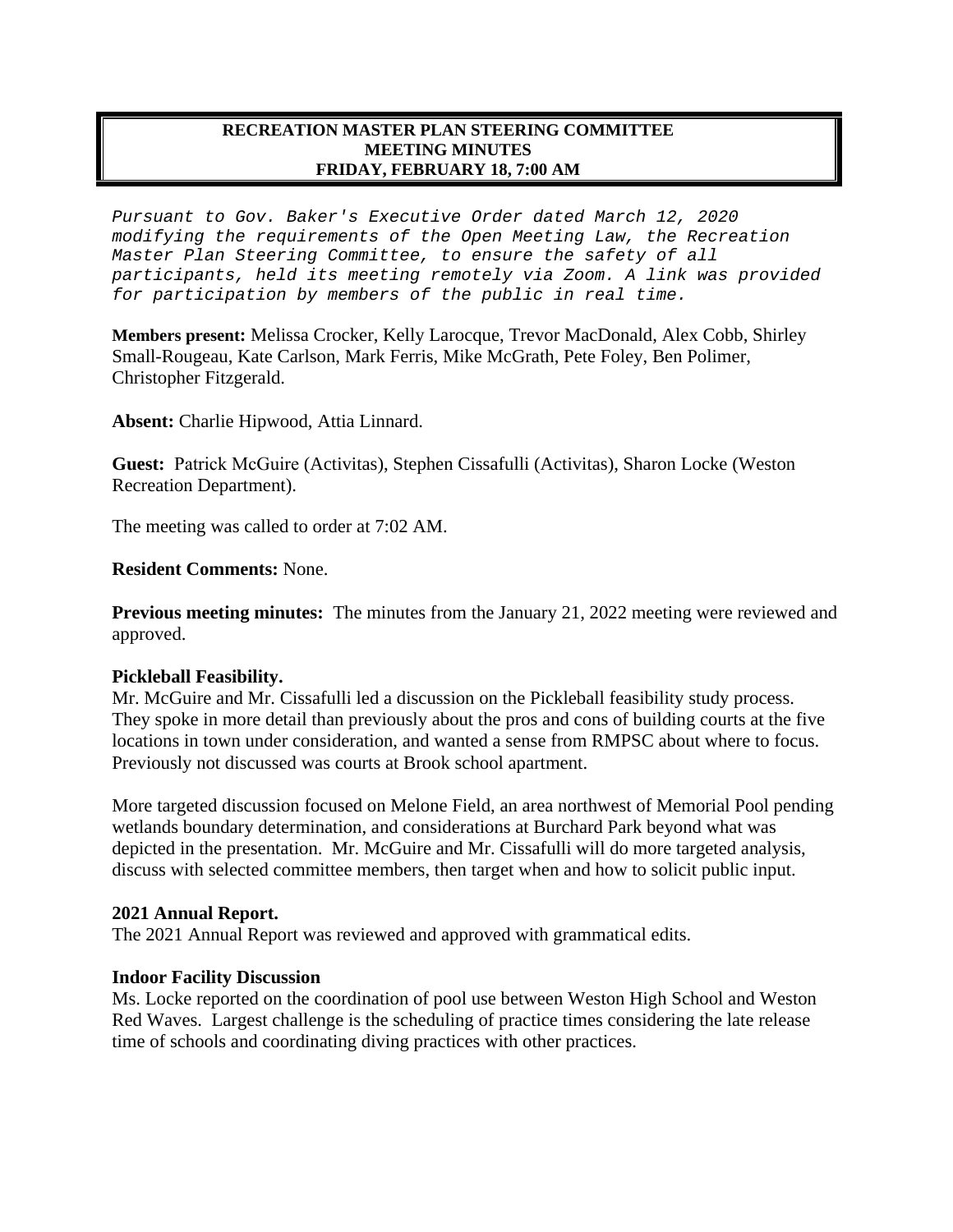**RECREATION MASTER PLAN STEERING COMMITTEE**
**MEETING MINUTES**
**FRIDAY, FEBRUARY 18, 7:00 AM**

*Pursuant to Gov. Baker's Executive Order dated March 12, 2020 modifying the requirements of the Open Meeting Law, the Recreation Master Plan Steering Committee, to ensure the safety of all participants, held its meeting remotely via Zoom. A link was provided for participation by members of the public in real time.*

**Members present:** Melissa Crocker, Kelly Larocque, Trevor MacDonald, Alex Cobb, Shirley Small-Rougeau, Kate Carlson, Mark Ferris, Mike McGrath, Pete Foley, Ben Polimer, Christopher Fitzgerald.

**Absent:** Charlie Hipwood, Attia Linnard.

**Guest:** Patrick McGuire (Activitas), Stephen Cissafulli (Activitas), Sharon Locke (Weston Recreation Department).

The meeting was called to order at 7:02 AM.

**Resident Comments:** None.

**Previous meeting minutes:** The minutes from the January 21, 2022 meeting were reviewed and approved.

**Pickleball Feasibility.**

Mr. McGuire and Mr. Cissafulli led a discussion on the Pickleball feasibility study process. They spoke in more detail than previously about the pros and cons of building courts at the five locations in town under consideration, and wanted a sense from RMPSC about where to focus. Previously not discussed was courts at Brook school apartment.

More targeted discussion focused on Melone Field, an area northwest of Memorial Pool pending wetlands boundary determination, and considerations at Burchard Park beyond what was depicted in the presentation. Mr. McGuire and Mr. Cissafulli will do more targeted analysis, discuss with selected committee members, then target when and how to solicit public input.

**2021 Annual Report.**

The 2021 Annual Report was reviewed and approved with grammatical edits.

**Indoor Facility Discussion**

Ms. Locke reported on the coordination of pool use between Weston High School and Weston Red Waves. Largest challenge is the scheduling of practice times considering the late release time of schools and coordinating diving practices with other practices.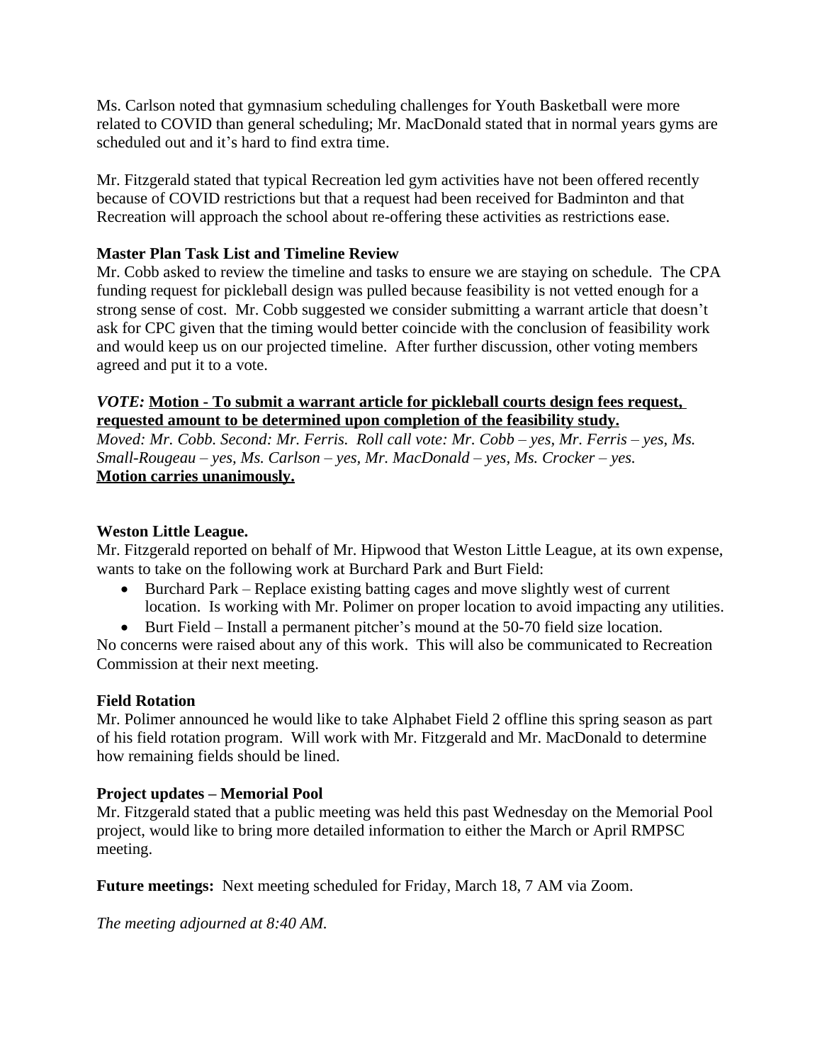Ms. Carlson noted that gymnasium scheduling challenges for Youth Basketball were more related to COVID than general scheduling; Mr. MacDonald stated that in normal years gyms are scheduled out and it's hard to find extra time.

Mr. Fitzgerald stated that typical Recreation led gym activities have not been offered recently because of COVID restrictions but that a request had been received for Badminton and that Recreation will approach the school about re-offering these activities as restrictions ease.

**Master Plan Task List and Timeline Review**
Mr. Cobb asked to review the timeline and tasks to ensure we are staying on schedule. The CPA funding request for pickleball design was pulled because feasibility is not vetted enough for a strong sense of cost. Mr. Cobb suggested we consider submitting a warrant article that doesn't ask for CPC given that the timing would better coincide with the conclusion of feasibility work and would keep us on our projected timeline. After further discussion, other voting members agreed and put it to a vote.

***VOTE:*** **Motion - To submit a warrant article for pickleball courts design fees request, requested amount to be determined upon completion of the feasibility study.**
*Moved: Mr. Cobb. Second: Mr. Ferris. Roll call vote: Mr. Cobb – yes, Mr. Ferris – yes, Ms. Small-Rougeau – yes, Ms. Carlson – yes, Mr. MacDonald – yes, Ms. Crocker – yes.*
**Motion carries unanimously.**

**Weston Little League.**
Mr. Fitzgerald reported on behalf of Mr. Hipwood that Weston Little League, at its own expense, wants to take on the following work at Burchard Park and Burt Field:

- Burchard Park – Replace existing batting cages and move slightly west of current location. Is working with Mr. Polimer on proper location to avoid impacting any utilities.
- Burt Field – Install a permanent pitcher's mound at the 50-70 field size location.

No concerns were raised about any of this work. This will also be communicated to Recreation Commission at their next meeting.

**Field Rotation**
Mr. Polimer announced he would like to take Alphabet Field 2 offline this spring season as part of his field rotation program. Will work with Mr. Fitzgerald and Mr. MacDonald to determine how remaining fields should be lined.

**Project updates – Memorial Pool**
Mr. Fitzgerald stated that a public meeting was held this past Wednesday on the Memorial Pool project, would like to bring more detailed information to either the March or April RMPSC meeting.

**Future meetings:** Next meeting scheduled for Friday, March 18, 7 AM via Zoom.

*The meeting adjourned at 8:40 AM.*